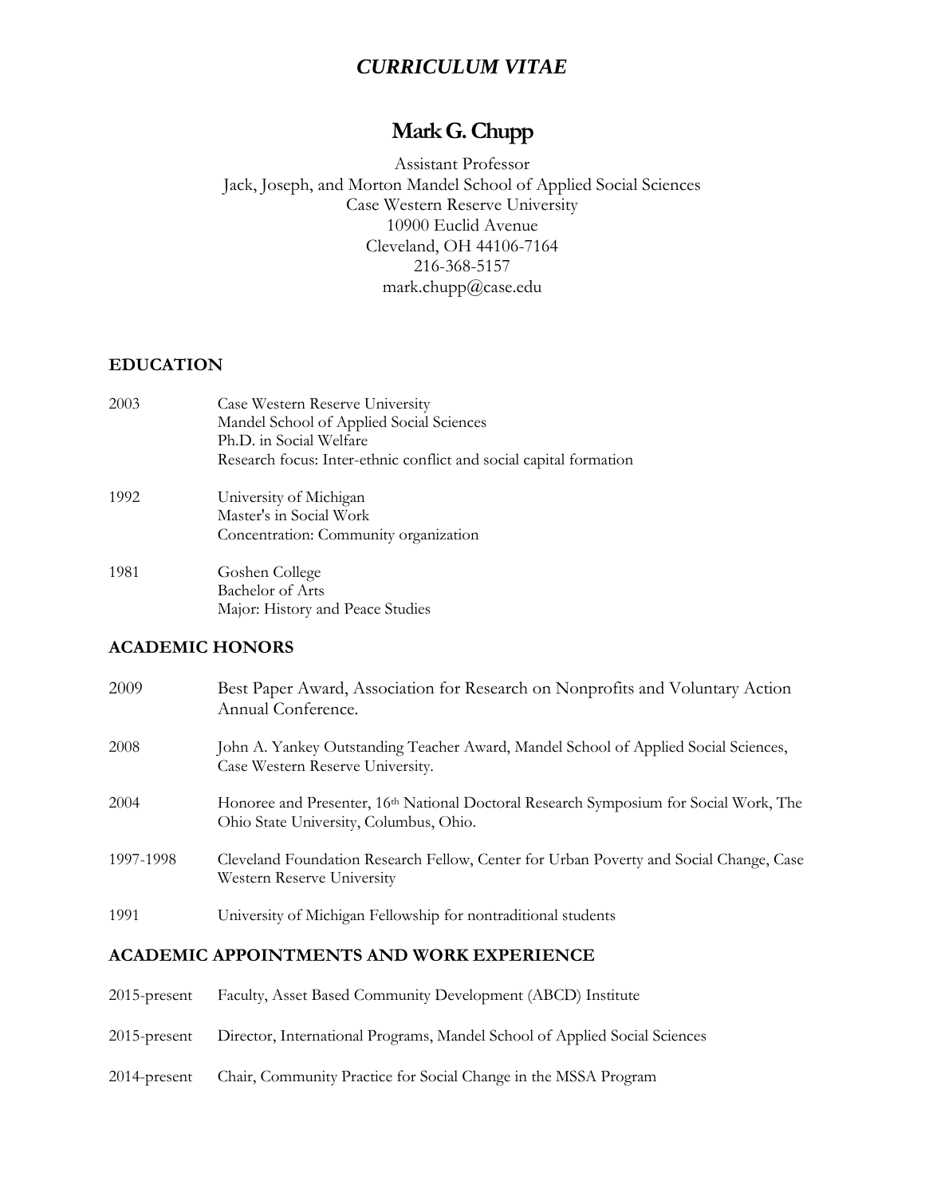# *CURRICULUM VITAE*

## Mark G. Chupp

Assistant Professor
Jack, Joseph, and Morton Mandel School of Applied Social Sciences
Case Western Reserve University
10900 Euclid Avenue
Cleveland, OH 44106-7164
216-368-5157
mark.chupp@case.edu

### EDUCATION

| | |
|---|---|
| 2003 | Case Western Reserve University<br>Mandel School of Applied Social Sciences<br>Ph.D. in Social Welfare<br>Research focus: Inter-ethnic conflict and social capital formation |
| 1992 | University of Michigan<br>Master's in Social Work<br>Concentration: Community organization |
| 1981 | Goshen College<br>Bachelor of Arts<br>Major: History and Peace Studies |

### ACADEMIC HONORS

| | |
|---|---|
| 2009 | Best Paper Award, Association for Research on Nonprofits and Voluntary Action Annual Conference. |
| 2008 | John A. Yankey Outstanding Teacher Award, Mandel School of Applied Social Sciences, Case Western Reserve University. |
| 2004 | Honoree and Presenter, 16th National Doctoral Research Symposium for Social Work, The Ohio State University, Columbus, Ohio. |
| 1997-1998 | Cleveland Foundation Research Fellow, Center for Urban Poverty and Social Change, Case Western Reserve University |
| 1991 | University of Michigan Fellowship for nontraditional students |

### ACADEMIC APPOINTMENTS AND WORK EXPERIENCE

| | |
|---|---|
| 2015-present | Faculty, Asset Based Community Development (ABCD) Institute |
| 2015-present | Director, International Programs, Mandel School of Applied Social Sciences |
| 2014-present | Chair, Community Practice for Social Change in the MSSA Program |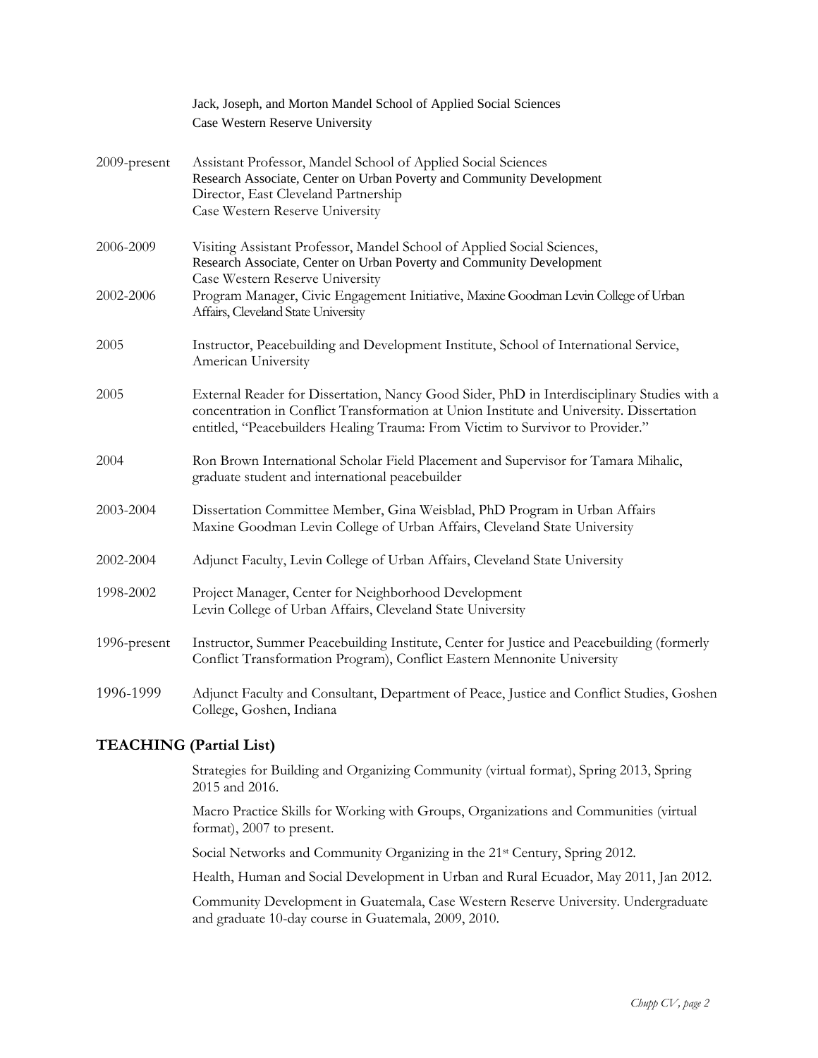Jack, Joseph, and Morton Mandel School of Applied Social Sciences
Case Western Reserve University

2009-present — Assistant Professor, Mandel School of Applied Social Sciences
Research Associate, Center on Urban Poverty and Community Development
Director, East Cleveland Partnership
Case Western Reserve University

2006-2009 — Visiting Assistant Professor, Mandel School of Applied Social Sciences,
Research Associate, Center on Urban Poverty and Community Development
Case Western Reserve University

2002-2006 — Program Manager, Civic Engagement Initiative, Maxine Goodman Levin College of Urban Affairs, Cleveland State University

2005 — Instructor, Peacebuilding and Development Institute, School of International Service, American University

2005 — External Reader for Dissertation, Nancy Good Sider, PhD in Interdisciplinary Studies with a concentration in Conflict Transformation at Union Institute and University. Dissertation entitled, "Peacebuilders Healing Trauma: From Victim to Survivor to Provider."

2004 — Ron Brown International Scholar Field Placement and Supervisor for Tamara Mihalic, graduate student and international peacebuilder

2003-2004 — Dissertation Committee Member, Gina Weisblad, PhD Program in Urban Affairs
Maxine Goodman Levin College of Urban Affairs, Cleveland State University

2002-2004 — Adjunct Faculty, Levin College of Urban Affairs, Cleveland State University

1998-2002 — Project Manager, Center for Neighborhood Development
Levin College of Urban Affairs, Cleveland State University

1996-present — Instructor, Summer Peacebuilding Institute, Center for Justice and Peacebuilding (formerly Conflict Transformation Program), Conflict Eastern Mennonite University

1996-1999 — Adjunct Faculty and Consultant, Department of Peace, Justice and Conflict Studies, Goshen College, Goshen, Indiana

## TEACHING (Partial List)

Strategies for Building and Organizing Community (virtual format), Spring 2013, Spring 2015 and 2016.

Macro Practice Skills for Working with Groups, Organizations and Communities (virtual format), 2007 to present.

Social Networks and Community Organizing in the 21st Century, Spring 2012.

Health, Human and Social Development in Urban and Rural Ecuador, May 2011, Jan 2012.

Community Development in Guatemala, Case Western Reserve University. Undergraduate and graduate 10-day course in Guatemala, 2009, 2010.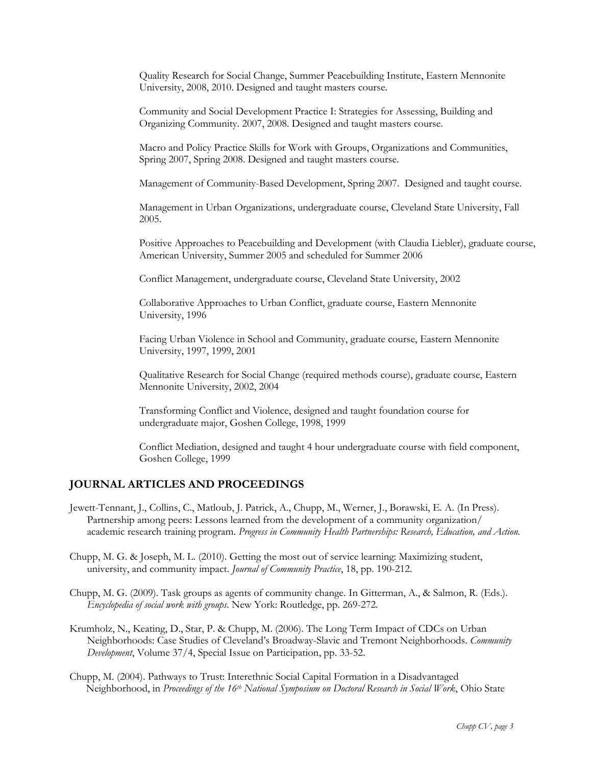Quality Research for Social Change, Summer Peacebuilding Institute, Eastern Mennonite University, 2008, 2010. Designed and taught masters course.

Community and Social Development Practice I: Strategies for Assessing, Building and Organizing Community. 2007, 2008. Designed and taught masters course.

Macro and Policy Practice Skills for Work with Groups, Organizations and Communities, Spring 2007, Spring 2008. Designed and taught masters course.

Management of Community-Based Development, Spring 2007. Designed and taught course.

Management in Urban Organizations, undergraduate course, Cleveland State University, Fall 2005.

Positive Approaches to Peacebuilding and Development (with Claudia Liebler), graduate course, American University, Summer 2005 and scheduled for Summer 2006

Conflict Management, undergraduate course, Cleveland State University, 2002

Collaborative Approaches to Urban Conflict, graduate course, Eastern Mennonite University, 1996

Facing Urban Violence in School and Community, graduate course, Eastern Mennonite University, 1997, 1999, 2001

Qualitative Research for Social Change (required methods course), graduate course, Eastern Mennonite University, 2002, 2004

Transforming Conflict and Violence, designed and taught foundation course for undergraduate major, Goshen College, 1998, 1999

Conflict Mediation, designed and taught 4 hour undergraduate course with field component, Goshen College, 1999

## JOURNAL ARTICLES AND PROCEEDINGS

Jewett-Tennant, J., Collins, C., Matloub, J. Patrick, A., Chupp, M., Werner, J., Borawski, E. A. (In Press). Partnership among peers: Lessons learned from the development of a community organization/ academic research training program. *Progress in Community Health Partnerships: Research, Education, and Action.*

Chupp, M. G. & Joseph, M. L. (2010). Getting the most out of service learning: Maximizing student, university, and community impact. *Journal of Community Practice*, 18, pp. 190-212.

Chupp, M. G. (2009). Task groups as agents of community change. In Gitterman, A., & Salmon, R. (Eds.). *Encyclopedia of social work with groups*. New York: Routledge, pp. 269-272.

Krumholz, N., Keating, D., Star, P. & Chupp, M. (2006). The Long Term Impact of CDCs on Urban Neighborhoods: Case Studies of Cleveland's Broadway-Slavic and Tremont Neighborhoods. *Community Development*, Volume 37/4, Special Issue on Participation, pp. 33-52.

Chupp, M. (2004). Pathways to Trust: Interethnic Social Capital Formation in a Disadvantaged Neighborhood, in *Proceedings of the 16th National Symposium on Doctoral Research in Social Work*, Ohio State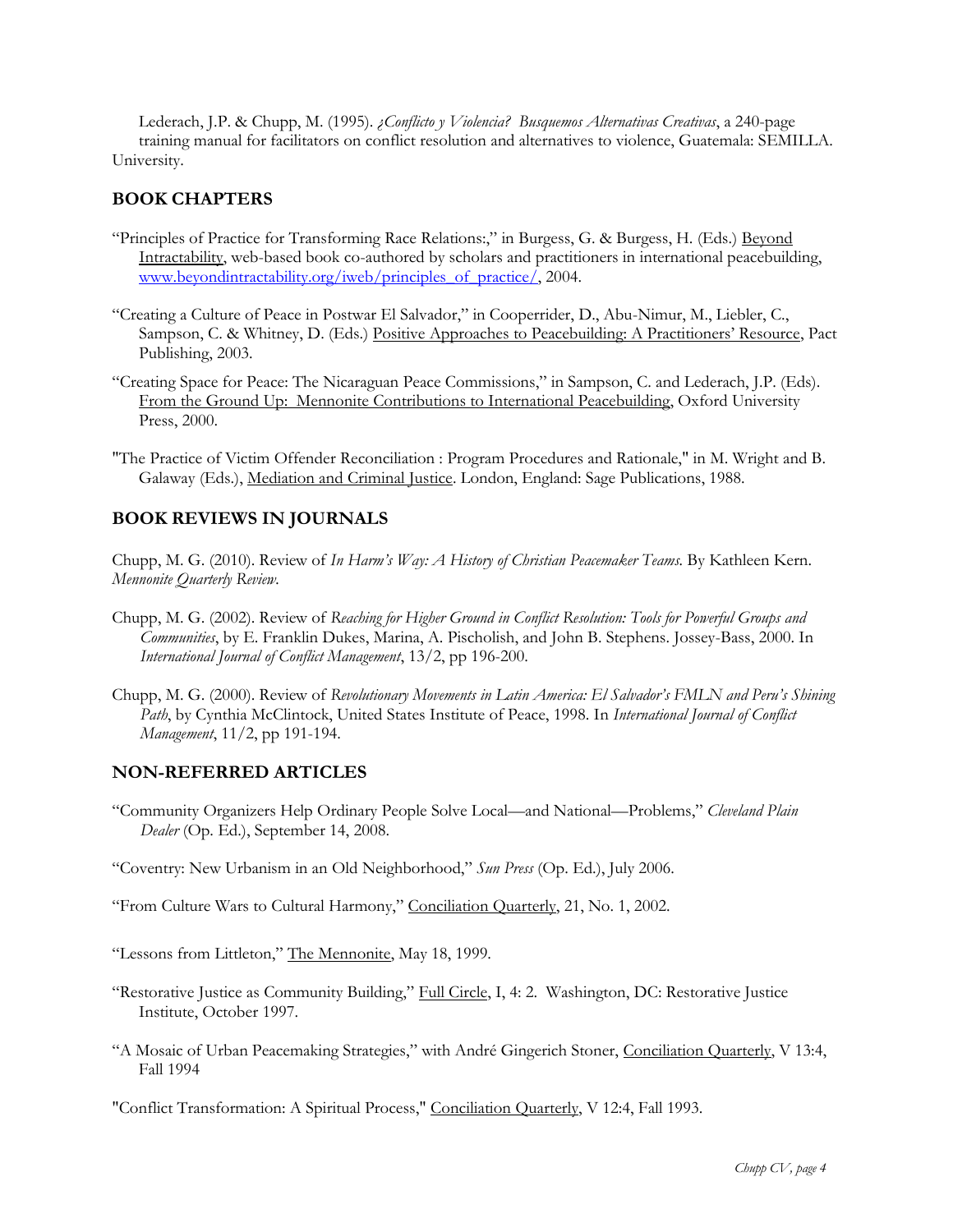Lederach, J.P. & Chupp, M. (1995). *¿Conflicto y Violencia? Busquemos Alternativas Creativas*, a 240-page training manual for facilitators on conflict resolution and alternatives to violence, Guatemala: SEMILLA. University.

## BOOK CHAPTERS

"Principles of Practice for Transforming Race Relations:," in Burgess, G. & Burgess, H. (Eds.) Beyond Intractability, web-based book co-authored by scholars and practitioners in international peacebuilding, www.beyondintractability.org/iweb/principles_of_practice/, 2004.

"Creating a Culture of Peace in Postwar El Salvador," in Cooperrider, D., Abu-Nimur, M., Liebler, C., Sampson, C. & Whitney, D. (Eds.) Positive Approaches to Peacebuilding: A Practitioners' Resource, Pact Publishing, 2003.

"Creating Space for Peace: The Nicaraguan Peace Commissions," in Sampson, C. and Lederach, J.P. (Eds). From the Ground Up: Mennonite Contributions to International Peacebuilding, Oxford University Press, 2000.

"The Practice of Victim Offender Reconciliation : Program Procedures and Rationale," in M. Wright and B. Galaway (Eds.), Mediation and Criminal Justice. London, England: Sage Publications, 1988.

## BOOK REVIEWS IN JOURNALS

Chupp, M. G. (2010). Review of *In Harm's Way: A History of Christian Peacemaker Teams.* By Kathleen Kern. *Mennonite Quarterly Review.*

Chupp, M. G. (2002). Review of *Reaching for Higher Ground in Conflict Resolution: Tools for Powerful Groups and Communities*, by E. Franklin Dukes, Marina, A. Pischolish, and John B. Stephens. Jossey-Bass, 2000. In *International Journal of Conflict Management*, 13/2, pp 196-200.

Chupp, M. G. (2000). Review of *Revolutionary Movements in Latin America: El Salvador's FMLN and Peru's Shining Path*, by Cynthia McClintock, United States Institute of Peace, 1998. In *International Journal of Conflict Management*, 11/2, pp 191-194.

## NON-REFERRED ARTICLES

"Community Organizers Help Ordinary People Solve Local—and National—Problems," *Cleveland Plain Dealer* (Op. Ed.), September 14, 2008.

"Coventry: New Urbanism in an Old Neighborhood," *Sun Press* (Op. Ed.), July 2006.

"From Culture Wars to Cultural Harmony," Conciliation Quarterly, 21, No. 1, 2002.

"Lessons from Littleton," The Mennonite, May 18, 1999.

"Restorative Justice as Community Building," Full Circle, I, 4: 2. Washington, DC: Restorative Justice Institute, October 1997.

"A Mosaic of Urban Peacemaking Strategies," with André Gingerich Stoner, Conciliation Quarterly, V 13:4, Fall 1994

"Conflict Transformation: A Spiritual Process," Conciliation Quarterly, V 12:4, Fall 1993.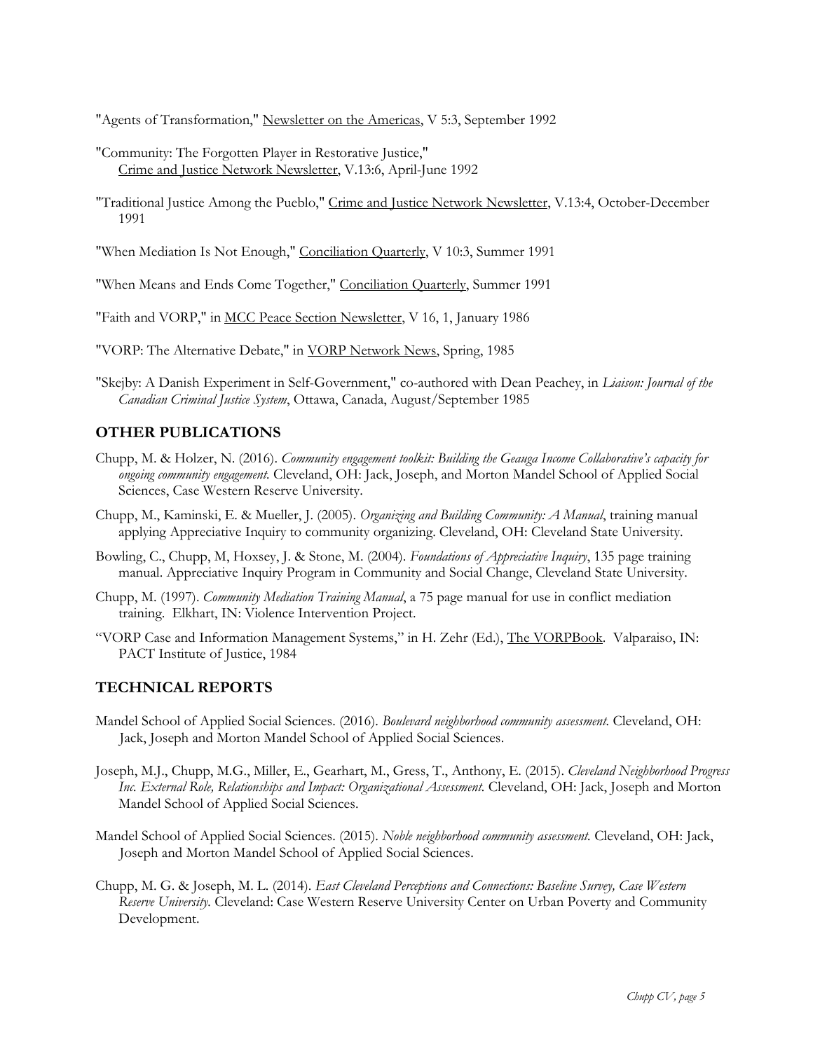"Agents of Transformation," Newsletter on the Americas, V 5:3, September 1992

"Community: The Forgotten Player in Restorative Justice," Crime and Justice Network Newsletter, V.13:6, April-June 1992

"Traditional Justice Among the Pueblo," Crime and Justice Network Newsletter, V.13:4, October-December 1991

"When Mediation Is Not Enough," Conciliation Quarterly, V 10:3, Summer 1991

"When Means and Ends Come Together," Conciliation Quarterly, Summer 1991

"Faith and VORP," in MCC Peace Section Newsletter, V 16, 1, January 1986

"VORP: The Alternative Debate," in VORP Network News, Spring, 1985

"Skejby: A Danish Experiment in Self-Government," co-authored with Dean Peachey, in *Liaison: Journal of the Canadian Criminal Justice System*, Ottawa, Canada, August/September 1985

## OTHER PUBLICATIONS

Chupp, M. & Holzer, N. (2016). *Community engagement toolkit: Building the Geauga Income Collaborative's capacity for ongoing community engagement.* Cleveland, OH: Jack, Joseph, and Morton Mandel School of Applied Social Sciences, Case Western Reserve University.

Chupp, M., Kaminski, E. & Mueller, J. (2005). *Organizing and Building Community: A Manual*, training manual applying Appreciative Inquiry to community organizing. Cleveland, OH: Cleveland State University.

Bowling, C., Chupp, M, Hoxsey, J. & Stone, M. (2004). *Foundations of Appreciative Inquiry*, 135 page training manual. Appreciative Inquiry Program in Community and Social Change, Cleveland State University.

Chupp, M. (1997). *Community Mediation Training Manual*, a 75 page manual for use in conflict mediation training. Elkhart, IN: Violence Intervention Project.

"VORP Case and Information Management Systems," in H. Zehr (Ed.), The VORPBook. Valparaiso, IN: PACT Institute of Justice, 1984

## TECHNICAL REPORTS

Mandel School of Applied Social Sciences. (2016). *Boulevard neighborhood community assessment.* Cleveland, OH: Jack, Joseph and Morton Mandel School of Applied Social Sciences.

Joseph, M.J., Chupp, M.G., Miller, E., Gearhart, M., Gress, T., Anthony, E. (2015). *Cleveland Neighborhood Progress Inc. External Role, Relationships and Impact: Organizational Assessment.* Cleveland, OH: Jack, Joseph and Morton Mandel School of Applied Social Sciences.

Mandel School of Applied Social Sciences. (2015). *Noble neighborhood community assessment.* Cleveland, OH: Jack, Joseph and Morton Mandel School of Applied Social Sciences.

Chupp, M. G. & Joseph, M. L. (2014). *East Cleveland Perceptions and Connections: Baseline Survey, Case Western Reserve University.* Cleveland: Case Western Reserve University Center on Urban Poverty and Community Development.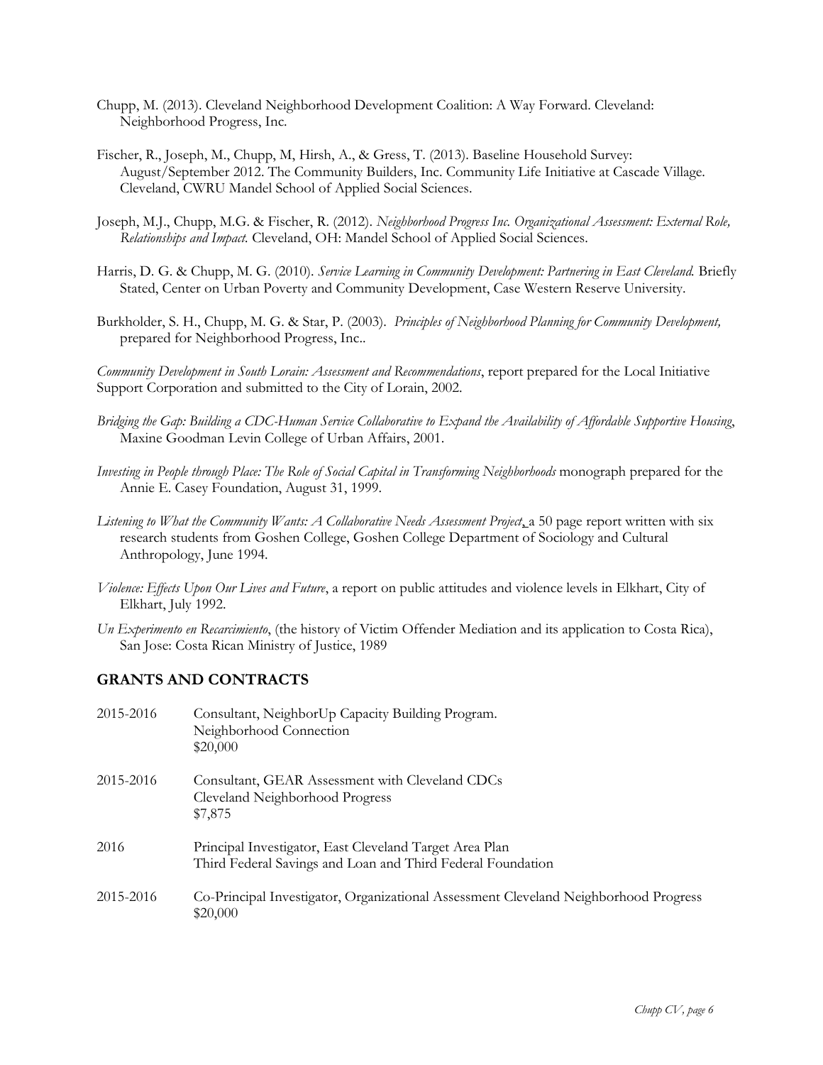Chupp, M. (2013). Cleveland Neighborhood Development Coalition: A Way Forward. Cleveland: Neighborhood Progress, Inc.

Fischer, R., Joseph, M., Chupp, M, Hirsh, A., & Gress, T. (2013). Baseline Household Survey: August/September 2012. The Community Builders, Inc. Community Life Initiative at Cascade Village. Cleveland, CWRU Mandel School of Applied Social Sciences.

Joseph, M.J., Chupp, M.G. & Fischer, R. (2012). *Neighborhood Progress Inc. Organizational Assessment: External Role, Relationships and Impact.* Cleveland, OH: Mandel School of Applied Social Sciences.

Harris, D. G. & Chupp, M. G. (2010). *Service Learning in Community Development: Partnering in East Cleveland.* Briefly Stated, Center on Urban Poverty and Community Development, Case Western Reserve University.

Burkholder, S. H., Chupp, M. G. & Star, P. (2003). *Principles of Neighborhood Planning for Community Development,* prepared for Neighborhood Progress, Inc..

*Community Development in South Lorain: Assessment and Recommendations*, report prepared for the Local Initiative Support Corporation and submitted to the City of Lorain, 2002.

*Bridging the Gap: Building a CDC-Human Service Collaborative to Expand the Availability of Affordable Supportive Housing*, Maxine Goodman Levin College of Urban Affairs, 2001.

*Investing in People through Place: The Role of Social Capital in Transforming Neighborhoods* monograph prepared for the Annie E. Casey Foundation, August 31, 1999.

*Listening to What the Community Wants: A Collaborative Needs Assessment Project*, a 50 page report written with six research students from Goshen College, Goshen College Department of Sociology and Cultural Anthropology, June 1994.

*Violence: Effects Upon Our Lives and Future*, a report on public attitudes and violence levels in Elkhart, City of Elkhart, July 1992.

*Un Experimento en Recarcimiento*, (the history of Victim Offender Mediation and its application to Costa Rica), San Jose: Costa Rican Ministry of Justice, 1989

## GRANTS AND CONTRACTS

2015-2016 Consultant, NeighborUp Capacity Building Program.
Neighborhood Connection
$20,000

2015-2016 Consultant, GEAR Assessment with Cleveland CDCs
Cleveland Neighborhood Progress
$7,875

2016 Principal Investigator, East Cleveland Target Area Plan
Third Federal Savings and Loan and Third Federal Foundation

2015-2016 Co-Principal Investigator, Organizational Assessment Cleveland Neighborhood Progress
$20,000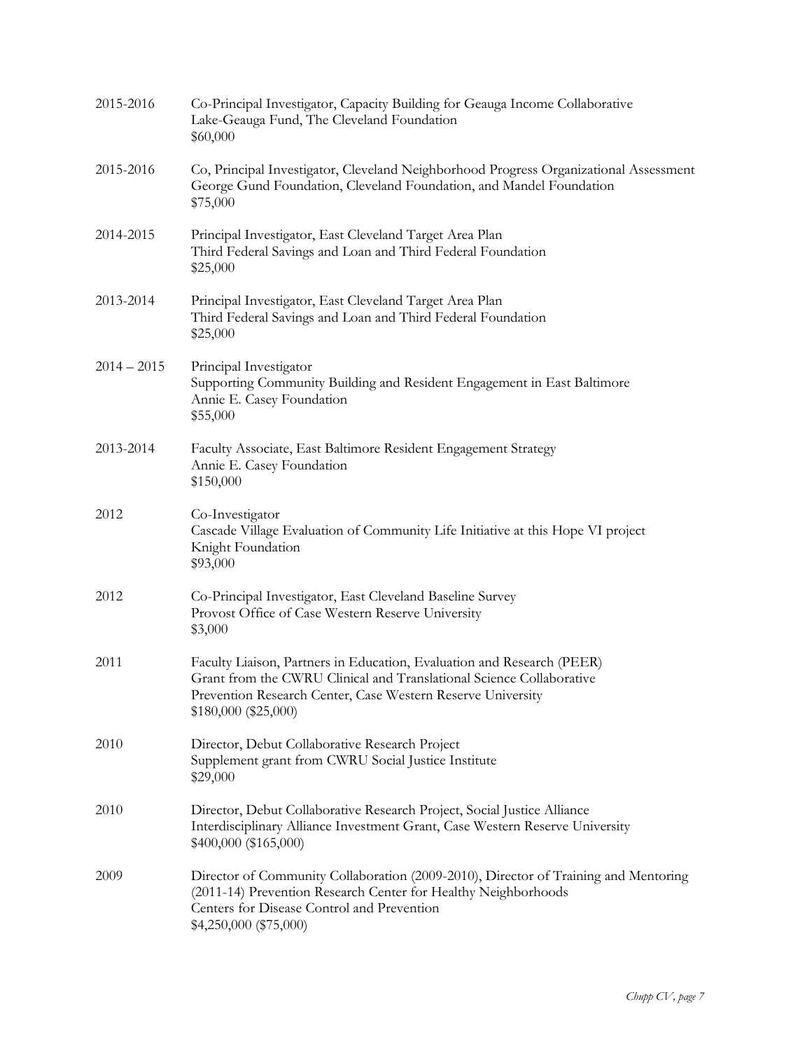2015-2016 Co-Principal Investigator, Capacity Building for Geauga Income Collaborative
Lake-Geauga Fund, The Cleveland Foundation
$60,000

2015-2016 Co, Principal Investigator, Cleveland Neighborhood Progress Organizational Assessment
George Gund Foundation, Cleveland Foundation, and Mandel Foundation
$75,000

2014-2015 Principal Investigator, East Cleveland Target Area Plan
Third Federal Savings and Loan and Third Federal Foundation
$25,000

2013-2014 Principal Investigator, East Cleveland Target Area Plan
Third Federal Savings and Loan and Third Federal Foundation
$25,000

2014 – 2015 Principal Investigator
Supporting Community Building and Resident Engagement in East Baltimore
Annie E. Casey Foundation
$55,000

2013-2014 Faculty Associate, East Baltimore Resident Engagement Strategy
Annie E. Casey Foundation
$150,000

2012 Co-Investigator
Cascade Village Evaluation of Community Life Initiative at this Hope VI project
Knight Foundation
$93,000

2012 Co-Principal Investigator, East Cleveland Baseline Survey
Provost Office of Case Western Reserve University
$3,000

2011 Faculty Liaison, Partners in Education, Evaluation and Research (PEER)
Grant from the CWRU Clinical and Translational Science Collaborative
Prevention Research Center, Case Western Reserve University
$180,000 ($25,000)

2010 Director, Debut Collaborative Research Project
Supplement grant from CWRU Social Justice Institute
$29,000

2010 Director, Debut Collaborative Research Project, Social Justice Alliance
Interdisciplinary Alliance Investment Grant, Case Western Reserve University
$400,000 ($165,000)

2009 Director of Community Collaboration (2009-2010), Director of Training and Mentoring (2011-14) Prevention Research Center for Healthy Neighborhoods
Centers for Disease Control and Prevention
$4,250,000 ($75,000)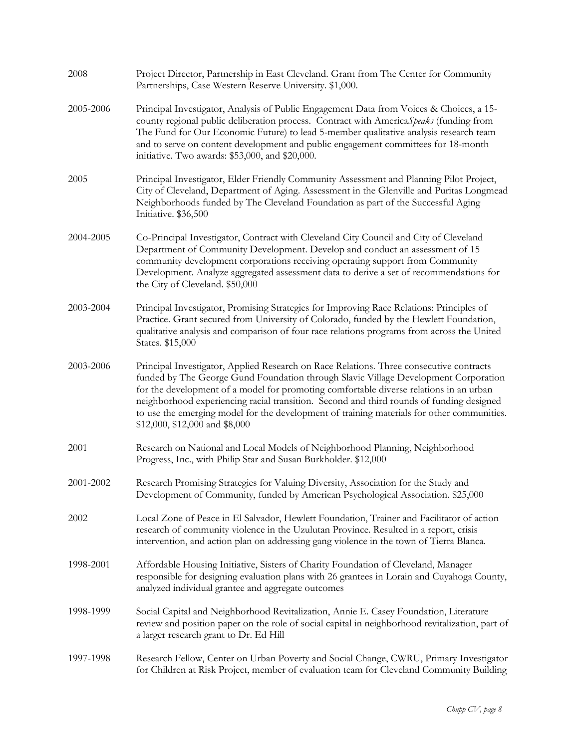2008 Project Director, Partnership in East Cleveland. Grant from The Center for Community Partnerships, Case Western Reserve University. $1,000.

2005-2006 Principal Investigator, Analysis of Public Engagement Data from Voices & Choices, a 15-county regional public deliberation process. Contract with America*Speaks* (funding from The Fund for Our Economic Future) to lead 5-member qualitative analysis research team and to serve on content development and public engagement committees for 18-month initiative. Two awards: $53,000, and $20,000.

2005 Principal Investigator, Elder Friendly Community Assessment and Planning Pilot Project, City of Cleveland, Department of Aging. Assessment in the Glenville and Puritas Longmead Neighborhoods funded by The Cleveland Foundation as part of the Successful Aging Initiative. $36,500

2004-2005 Co-Principal Investigator, Contract with Cleveland City Council and City of Cleveland Department of Community Development. Develop and conduct an assessment of 15 community development corporations receiving operating support from Community Development. Analyze aggregated assessment data to derive a set of recommendations for the City of Cleveland. $50,000

2003-2004 Principal Investigator, Promising Strategies for Improving Race Relations: Principles of Practice. Grant secured from University of Colorado, funded by the Hewlett Foundation, qualitative analysis and comparison of four race relations programs from across the United States. $15,000

2003-2006 Principal Investigator, Applied Research on Race Relations. Three consecutive contracts funded by The George Gund Foundation through Slavic Village Development Corporation for the development of a model for promoting comfortable diverse relations in an urban neighborhood experiencing racial transition. Second and third rounds of funding designed to use the emerging model for the development of training materials for other communities. $12,000, $12,000 and $8,000

2001 Research on National and Local Models of Neighborhood Planning, Neighborhood Progress, Inc., with Philip Star and Susan Burkholder. $12,000

2001-2002 Research Promising Strategies for Valuing Diversity, Association for the Study and Development of Community, funded by American Psychological Association. $25,000

2002 Local Zone of Peace in El Salvador, Hewlett Foundation, Trainer and Facilitator of action research of community violence in the Uzulutan Province. Resulted in a report, crisis intervention, and action plan on addressing gang violence in the town of Tierra Blanca.

1998-2001 Affordable Housing Initiative, Sisters of Charity Foundation of Cleveland, Manager responsible for designing evaluation plans with 26 grantees in Lorain and Cuyahoga County, analyzed individual grantee and aggregate outcomes

1998-1999 Social Capital and Neighborhood Revitalization, Annie E. Casey Foundation, Literature review and position paper on the role of social capital in neighborhood revitalization, part of a larger research grant to Dr. Ed Hill

1997-1998 Research Fellow, Center on Urban Poverty and Social Change, CWRU, Primary Investigator for Children at Risk Project, member of evaluation team for Cleveland Community Building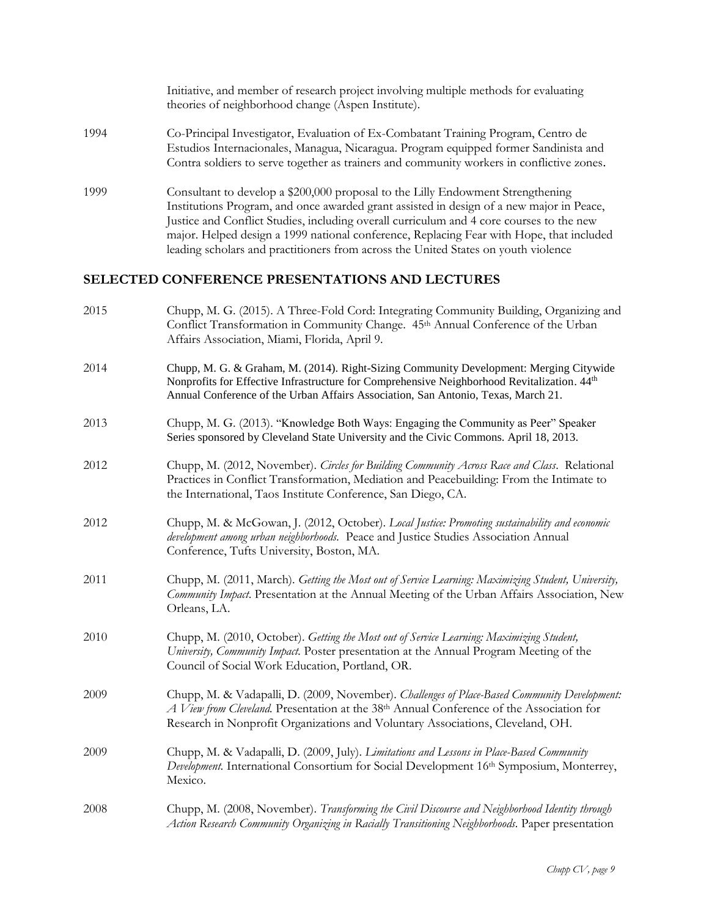Initiative, and member of research project involving multiple methods for evaluating theories of neighborhood change (Aspen Institute).

1994 Co-Principal Investigator, Evaluation of Ex-Combatant Training Program, Centro de Estudios Internacionales, Managua, Nicaragua. Program equipped former Sandinista and Contra soldiers to serve together as trainers and community workers in conflictive zones.

1999 Consultant to develop a $200,000 proposal to the Lilly Endowment Strengthening Institutions Program, and once awarded grant assisted in design of a new major in Peace, Justice and Conflict Studies, including overall curriculum and 4 core courses to the new major. Helped design a 1999 national conference, Replacing Fear with Hope, that included leading scholars and practitioners from across the United States on youth violence

## SELECTED CONFERENCE PRESENTATIONS AND LECTURES

2015 Chupp, M. G. (2015). A Three-Fold Cord: Integrating Community Building, Organizing and Conflict Transformation in Community Change. 45th Annual Conference of the Urban Affairs Association, Miami, Florida, April 9.

2014 Chupp, M. G. & Graham, M. (2014). Right-Sizing Community Development: Merging Citywide Nonprofits for Effective Infrastructure for Comprehensive Neighborhood Revitalization. 44th Annual Conference of the Urban Affairs Association, San Antonio, Texas, March 21.

2013 Chupp, M. G. (2013). "Knowledge Both Ways: Engaging the Community as Peer" Speaker Series sponsored by Cleveland State University and the Civic Commons. April 18, 2013.

2012 Chupp, M. (2012, November). *Circles for Building Community Across Race and Class*. Relational Practices in Conflict Transformation, Mediation and Peacebuilding: From the Intimate to the International, Taos Institute Conference, San Diego, CA.

2012 Chupp, M. & McGowan, J. (2012, October). *Local Justice: Promoting sustainability and economic development among urban neighborhoods.* Peace and Justice Studies Association Annual Conference, Tufts University, Boston, MA.

2011 Chupp, M. (2011, March). *Getting the Most out of Service Learning: Maximizing Student, University, Community Impact*. Presentation at the Annual Meeting of the Urban Affairs Association, New Orleans, LA.

2010 Chupp, M. (2010, October). *Getting the Most out of Service Learning: Maximizing Student, University, Community Impact.* Poster presentation at the Annual Program Meeting of the Council of Social Work Education, Portland, OR.

2009 Chupp, M. & Vadapalli, D. (2009, November). *Challenges of Place-Based Community Development: A View from Cleveland.* Presentation at the 38th Annual Conference of the Association for Research in Nonprofit Organizations and Voluntary Associations, Cleveland, OH.

2009 Chupp, M. & Vadapalli, D. (2009, July). *Limitations and Lessons in Place-Based Community Development.* International Consortium for Social Development 16th Symposium, Monterrey, Mexico.

2008 Chupp, M. (2008, November). *Transforming the Civil Discourse and Neighborhood Identity through Action Research Community Organizing in Racially Transitioning Neighborhoods.* Paper presentation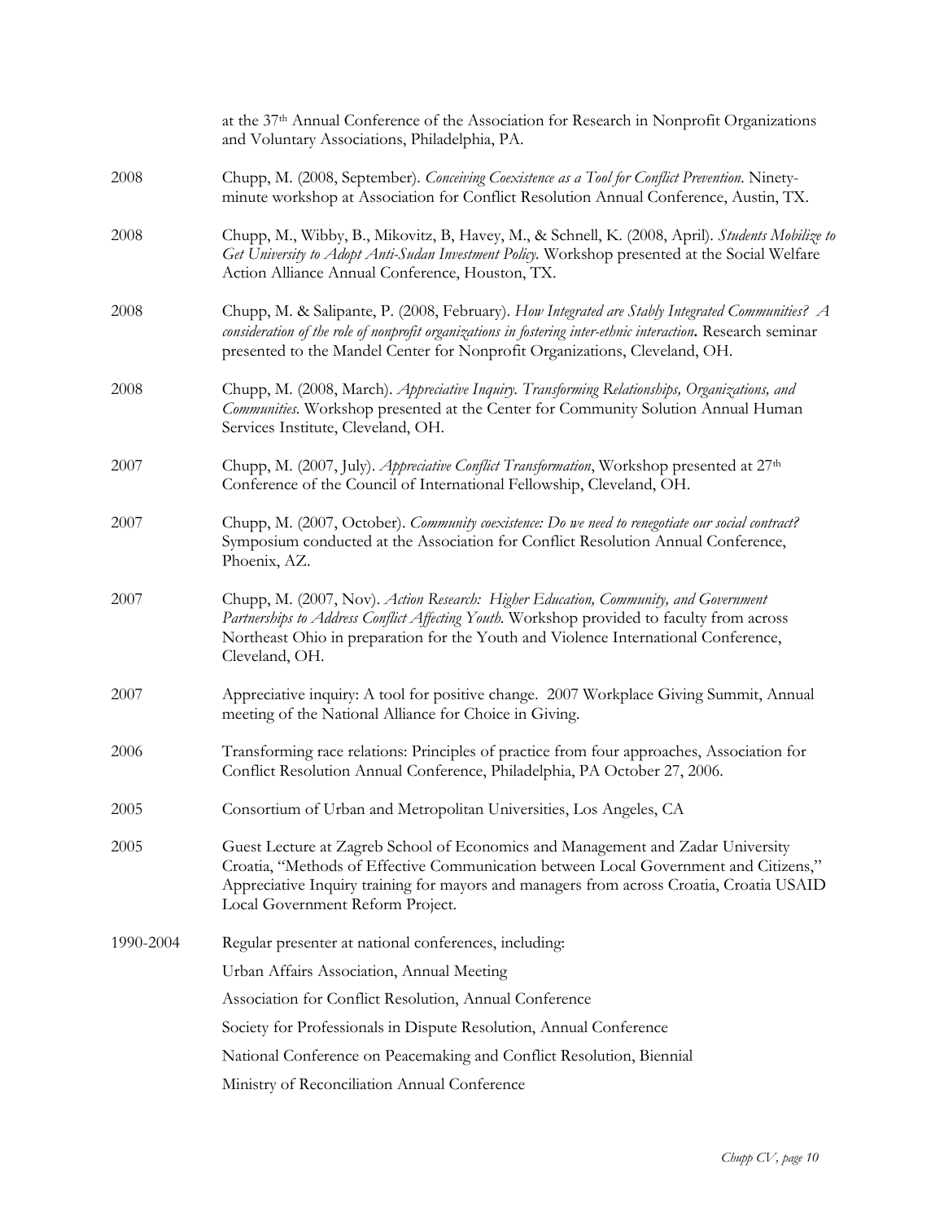at the 37th Annual Conference of the Association for Research in Nonprofit Organizations and Voluntary Associations, Philadelphia, PA.

2008 Chupp, M. (2008, September). *Conceiving Coexistence as a Tool for Conflict Prevention.* Ninety-minute workshop at Association for Conflict Resolution Annual Conference, Austin, TX.

2008 Chupp, M., Wibby, B., Mikovitz, B, Havey, M., & Schnell, K. (2008, April). *Students Mobilize to Get University to Adopt Anti-Sudan Investment Policy.* Workshop presented at the Social Welfare Action Alliance Annual Conference, Houston, TX.

2008 Chupp, M. & Salipante, P. (2008, February). *How Integrated are Stably Integrated Communities? A consideration of the role of nonprofit organizations in fostering inter-ethnic interaction***.** Research seminar presented to the Mandel Center for Nonprofit Organizations, Cleveland, OH.

2008 Chupp, M. (2008, March). *Appreciative Inquiry. Transforming Relationships, Organizations, and Communities.* Workshop presented at the Center for Community Solution Annual Human Services Institute, Cleveland, OH.

2007 Chupp, M. (2007, July). *Appreciative Conflict Transformation*, Workshop presented at 27th Conference of the Council of International Fellowship, Cleveland, OH.

2007 Chupp, M. (2007, October). *Community coexistence: Do we need to renegotiate our social contract?* Symposium conducted at the Association for Conflict Resolution Annual Conference, Phoenix, AZ.

2007 Chupp, M. (2007, Nov). *Action Research: Higher Education, Community, and Government Partnerships to Address Conflict Affecting Youth.* Workshop provided to faculty from across Northeast Ohio in preparation for the Youth and Violence International Conference, Cleveland, OH.

2007 Appreciative inquiry: A tool for positive change. 2007 Workplace Giving Summit, Annual meeting of the National Alliance for Choice in Giving.

2006 Transforming race relations: Principles of practice from four approaches, Association for Conflict Resolution Annual Conference, Philadelphia, PA October 27, 2006.

2005 Consortium of Urban and Metropolitan Universities, Los Angeles, CA

2005 Guest Lecture at Zagreb School of Economics and Management and Zadar University Croatia, "Methods of Effective Communication between Local Government and Citizens," Appreciative Inquiry training for mayors and managers from across Croatia, Croatia USAID Local Government Reform Project.

1990-2004 Regular presenter at national conferences, including:

Urban Affairs Association, Annual Meeting

Association for Conflict Resolution, Annual Conference

Society for Professionals in Dispute Resolution, Annual Conference

National Conference on Peacemaking and Conflict Resolution, Biennial

Ministry of Reconciliation Annual Conference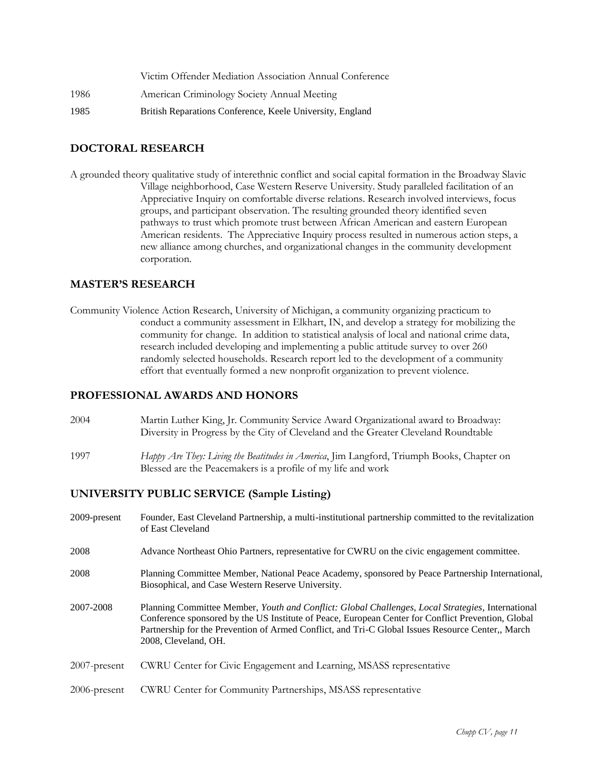Victim Offender Mediation Association Annual Conference

1986 American Criminology Society Annual Meeting

1985 British Reparations Conference, Keele University, England

## DOCTORAL RESEARCH

A grounded theory qualitative study of interethnic conflict and social capital formation in the Broadway Slavic Village neighborhood, Case Western Reserve University. Study paralleled facilitation of an Appreciative Inquiry on comfortable diverse relations. Research involved interviews, focus groups, and participant observation. The resulting grounded theory identified seven pathways to trust which promote trust between African American and eastern European American residents. The Appreciative Inquiry process resulted in numerous action steps, a new alliance among churches, and organizational changes in the community development corporation.

## MASTER'S RESEARCH

Community Violence Action Research, University of Michigan, a community organizing practicum to conduct a community assessment in Elkhart, IN, and develop a strategy for mobilizing the community for change. In addition to statistical analysis of local and national crime data, research included developing and implementing a public attitude survey to over 260 randomly selected households. Research report led to the development of a community effort that eventually formed a new nonprofit organization to prevent violence.

## PROFESSIONAL AWARDS AND HONORS

2004 Martin Luther King, Jr. Community Service Award Organizational award to Broadway: Diversity in Progress by the City of Cleveland and the Greater Cleveland Roundtable

1997 *Happy Are They: Living the Beatitudes in America*, Jim Langford, Triumph Books, Chapter on Blessed are the Peacemakers is a profile of my life and work

## UNIVERSITY PUBLIC SERVICE (Sample Listing)

2009-present Founder, East Cleveland Partnership, a multi-institutional partnership committed to the revitalization of East Cleveland

2008 Advance Northeast Ohio Partners, representative for CWRU on the civic engagement committee.

2008 Planning Committee Member, National Peace Academy, sponsored by Peace Partnership International, Biosophical, and Case Western Reserve University.

2007-2008 Planning Committee Member, *Youth and Conflict: Global Challenges, Local Strategies*, International Conference sponsored by the US Institute of Peace, European Center for Conflict Prevention, Global Partnership for the Prevention of Armed Conflict, and Tri-C Global Issues Resource Center,, March 2008, Cleveland, OH.

2007-present CWRU Center for Civic Engagement and Learning, MSASS representative

2006-present CWRU Center for Community Partnerships, MSASS representative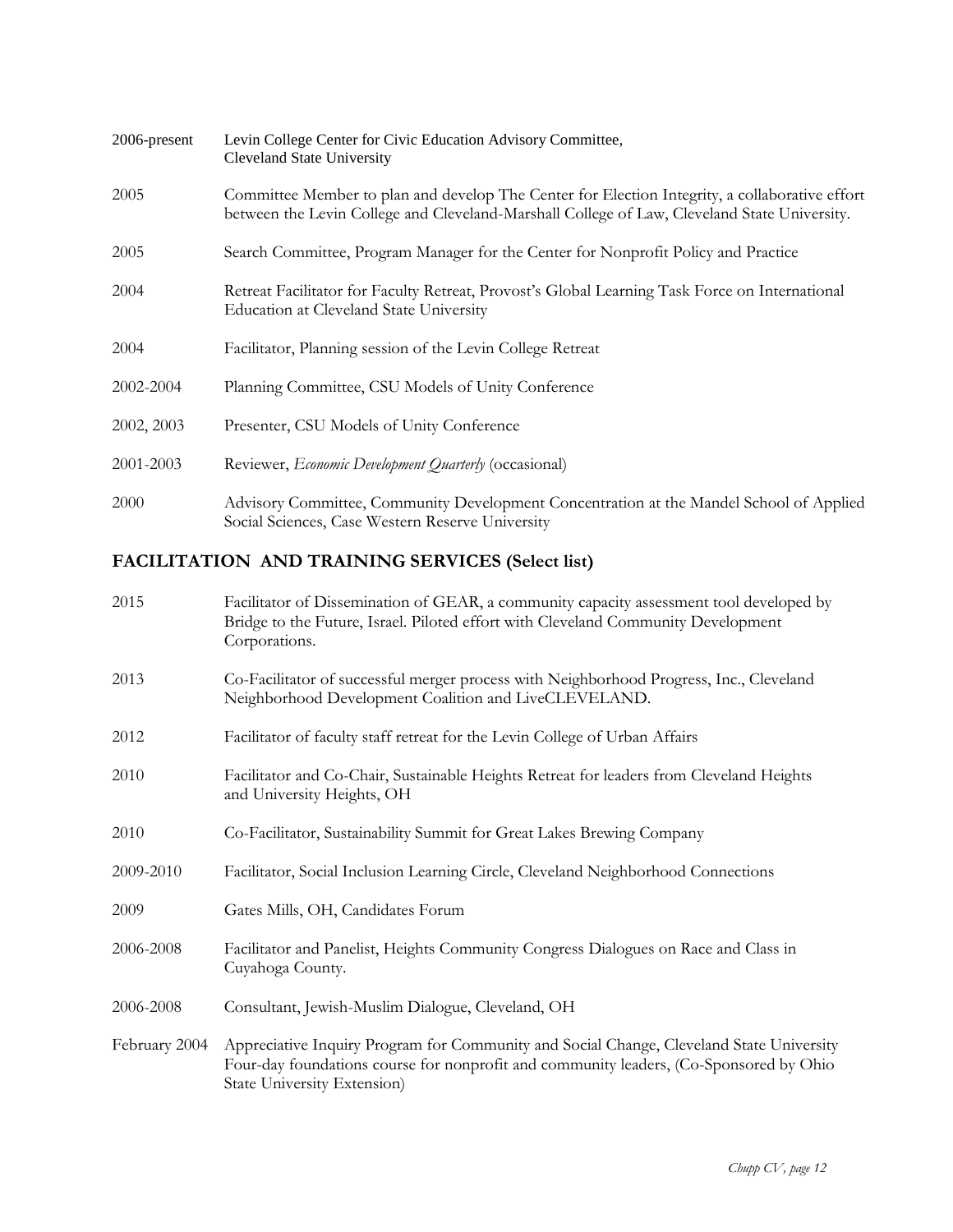2006-present Levin College Center for Civic Education Advisory Committee, Cleveland State University

2005 Committee Member to plan and develop The Center for Election Integrity, a collaborative effort between the Levin College and Cleveland-Marshall College of Law, Cleveland State University.

2005 Search Committee, Program Manager for the Center for Nonprofit Policy and Practice

2004 Retreat Facilitator for Faculty Retreat, Provost's Global Learning Task Force on International Education at Cleveland State University

2004 Facilitator, Planning session of the Levin College Retreat

2002-2004 Planning Committee, CSU Models of Unity Conference

2002, 2003 Presenter, CSU Models of Unity Conference

2001-2003 Reviewer, *Economic Development Quarterly* (occasional)

2000 Advisory Committee, Community Development Concentration at the Mandel School of Applied Social Sciences, Case Western Reserve University

## FACILITATION AND TRAINING SERVICES (Select list)

2015 Facilitator of Dissemination of GEAR, a community capacity assessment tool developed by Bridge to the Future, Israel. Piloted effort with Cleveland Community Development Corporations.

2013 Co-Facilitator of successful merger process with Neighborhood Progress, Inc., Cleveland Neighborhood Development Coalition and LiveCLEVELAND.

2012 Facilitator of faculty staff retreat for the Levin College of Urban Affairs

2010 Facilitator and Co-Chair, Sustainable Heights Retreat for leaders from Cleveland Heights and University Heights, OH

2010 Co-Facilitator, Sustainability Summit for Great Lakes Brewing Company

2009-2010 Facilitator, Social Inclusion Learning Circle, Cleveland Neighborhood Connections

2009 Gates Mills, OH, Candidates Forum

2006-2008 Facilitator and Panelist, Heights Community Congress Dialogues on Race and Class in Cuyahoga County.

2006-2008 Consultant, Jewish-Muslim Dialogue, Cleveland, OH

February 2004 Appreciative Inquiry Program for Community and Social Change, Cleveland State University Four-day foundations course for nonprofit and community leaders, (Co-Sponsored by Ohio State University Extension)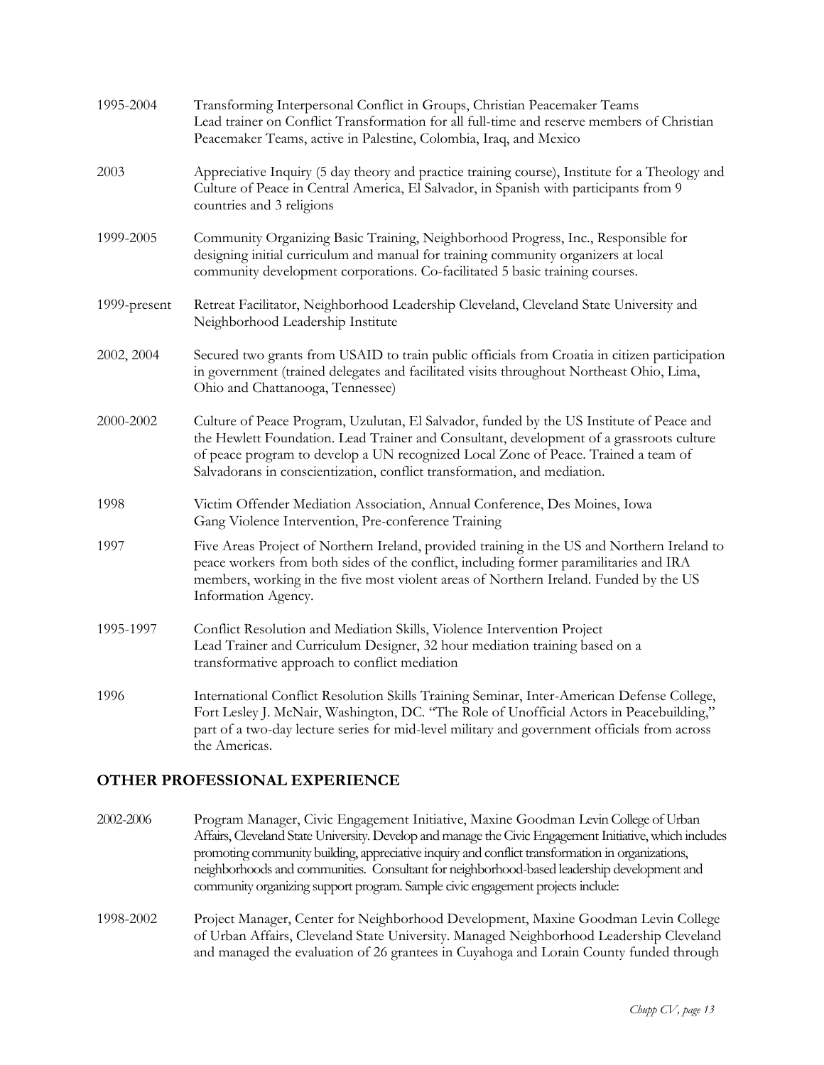1995-2004 Transforming Interpersonal Conflict in Groups, Christian Peacemaker Teams
Lead trainer on Conflict Transformation for all full-time and reserve members of Christian Peacemaker Teams, active in Palestine, Colombia, Iraq, and Mexico

2003 Appreciative Inquiry (5 day theory and practice training course), Institute for a Theology and Culture of Peace in Central America, El Salvador, in Spanish with participants from 9 countries and 3 religions

1999-2005 Community Organizing Basic Training, Neighborhood Progress, Inc., Responsible for designing initial curriculum and manual for training community organizers at local community development corporations. Co-facilitated 5 basic training courses.

1999-present Retreat Facilitator, Neighborhood Leadership Cleveland, Cleveland State University and Neighborhood Leadership Institute

2002, 2004 Secured two grants from USAID to train public officials from Croatia in citizen participation in government (trained delegates and facilitated visits throughout Northeast Ohio, Lima, Ohio and Chattanooga, Tennessee)

2000-2002 Culture of Peace Program, Uzulutan, El Salvador, funded by the US Institute of Peace and the Hewlett Foundation. Lead Trainer and Consultant, development of a grassroots culture of peace program to develop a UN recognized Local Zone of Peace. Trained a team of Salvadorans in conscientization, conflict transformation, and mediation.

1998 Victim Offender Mediation Association, Annual Conference, Des Moines, Iowa
Gang Violence Intervention, Pre-conference Training

1997 Five Areas Project of Northern Ireland, provided training in the US and Northern Ireland to peace workers from both sides of the conflict, including former paramilitaries and IRA members, working in the five most violent areas of Northern Ireland. Funded by the US Information Agency.

1995-1997 Conflict Resolution and Mediation Skills, Violence Intervention Project
Lead Trainer and Curriculum Designer, 32 hour mediation training based on a transformative approach to conflict mediation

1996 International Conflict Resolution Skills Training Seminar, Inter-American Defense College, Fort Lesley J. McNair, Washington, DC. "The Role of Unofficial Actors in Peacebuilding," part of a two-day lecture series for mid-level military and government officials from across the Americas.

## OTHER PROFESSIONAL EXPERIENCE

2002-2006 Program Manager, Civic Engagement Initiative, Maxine Goodman Levin College of Urban Affairs, Cleveland State University. Develop and manage the Civic Engagement Initiative, which includes promoting community building, appreciative inquiry and conflict transformation in organizations, neighborhoods and communities. Consultant for neighborhood-based leadership development and community organizing support program. Sample civic engagement projects include:

1998-2002 Project Manager, Center for Neighborhood Development, Maxine Goodman Levin College of Urban Affairs, Cleveland State University. Managed Neighborhood Leadership Cleveland and managed the evaluation of 26 grantees in Cuyahoga and Lorain County funded through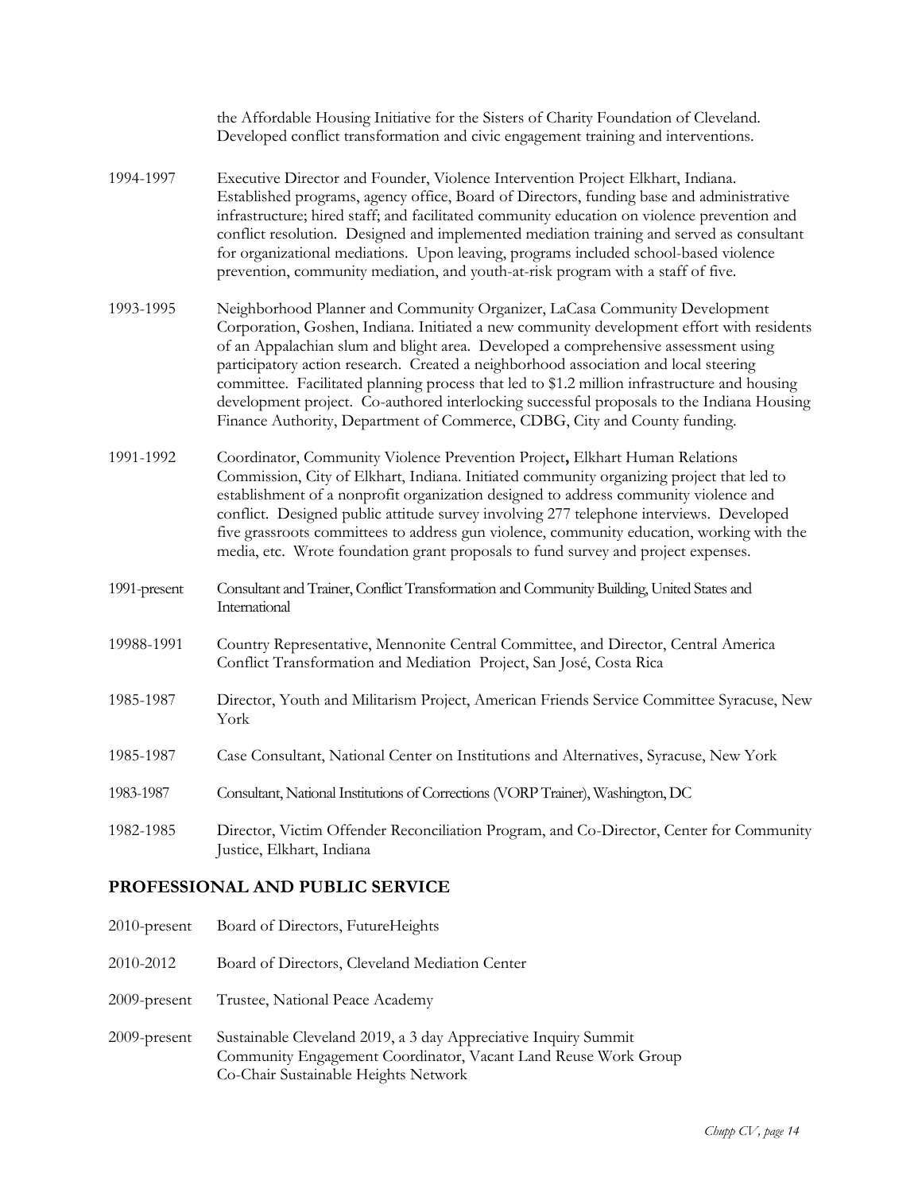the Affordable Housing Initiative for the Sisters of Charity Foundation of Cleveland. Developed conflict transformation and civic engagement training and interventions.

1994-1997 Executive Director and Founder, Violence Intervention Project Elkhart, Indiana. Established programs, agency office, Board of Directors, funding base and administrative infrastructure; hired staff; and facilitated community education on violence prevention and conflict resolution. Designed and implemented mediation training and served as consultant for organizational mediations. Upon leaving, programs included school-based violence prevention, community mediation, and youth-at-risk program with a staff of five.

1993-1995 Neighborhood Planner and Community Organizer, LaCasa Community Development Corporation, Goshen, Indiana. Initiated a new community development effort with residents of an Appalachian slum and blight area. Developed a comprehensive assessment using participatory action research. Created a neighborhood association and local steering committee. Facilitated planning process that led to $1.2 million infrastructure and housing development project. Co-authored interlocking successful proposals to the Indiana Housing Finance Authority, Department of Commerce, CDBG, City and County funding.

1991-1992 Coordinator, Community Violence Prevention Project**,** Elkhart Human Relations Commission, City of Elkhart, Indiana. Initiated community organizing project that led to establishment of a nonprofit organization designed to address community violence and conflict. Designed public attitude survey involving 277 telephone interviews. Developed five grassroots committees to address gun violence, community education, working with the media, etc. Wrote foundation grant proposals to fund survey and project expenses.

1991-present Consultant and Trainer, Conflict Transformation and Community Building, United States and International

19988-1991 Country Representative, Mennonite Central Committee, and Director, Central America Conflict Transformation and Mediation Project, San José, Costa Rica

1985-1987 Director, Youth and Militarism Project, American Friends Service Committee Syracuse, New York

1985-1987 Case Consultant, National Center on Institutions and Alternatives, Syracuse, New York

1983-1987 Consultant, National Institutions of Corrections (VORP Trainer), Washington, DC

1982-1985 Director, Victim Offender Reconciliation Program, and Co-Director, Center for Community Justice, Elkhart, Indiana

## PROFESSIONAL AND PUBLIC SERVICE

2010-present Board of Directors, FutureHeights

2010-2012 Board of Directors, Cleveland Mediation Center

2009-present Trustee, National Peace Academy

2009-present Sustainable Cleveland 2019, a 3 day Appreciative Inquiry Summit
Community Engagement Coordinator, Vacant Land Reuse Work Group
Co-Chair Sustainable Heights Network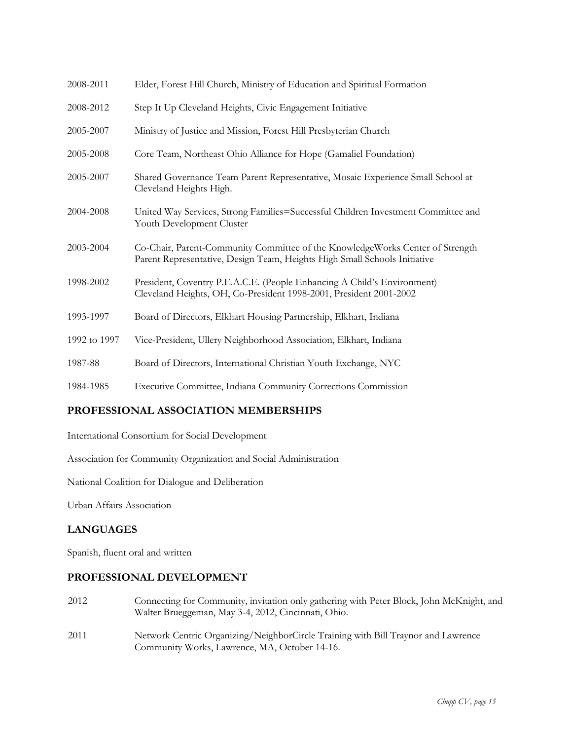2008-2011 Elder, Forest Hill Church, Ministry of Education and Spiritual Formation

2008-2012 Step It Up Cleveland Heights, Civic Engagement Initiative

2005-2007 Ministry of Justice and Mission, Forest Hill Presbyterian Church

2005-2008 Core Team, Northeast Ohio Alliance for Hope (Gamaliel Foundation)

2005-2007 Shared Governance Team Parent Representative, Mosaic Experience Small School at Cleveland Heights High.

2004-2008 United Way Services, Strong Families=Successful Children Investment Committee and Youth Development Cluster

2003-2004 Co-Chair, Parent-Community Committee of the KnowledgeWorks Center of Strength Parent Representative, Design Team, Heights High Small Schools Initiative

1998-2002 President, Coventry P.E.A.C.E. (People Enhancing A Child's Environment) Cleveland Heights, OH, Co-President 1998-2001, President 2001-2002

1993-1997 Board of Directors, Elkhart Housing Partnership, Elkhart, Indiana

1992 to 1997 Vice-President, Ullery Neighborhood Association, Elkhart, Indiana

1987-88 Board of Directors, International Christian Youth Exchange, NYC

1984-1985 Executive Committee, Indiana Community Corrections Commission

## PROFESSIONAL ASSOCIATION MEMBERSHIPS

International Consortium for Social Development

Association for Community Organization and Social Administration

National Coalition for Dialogue and Deliberation

Urban Affairs Association

## LANGUAGES

Spanish, fluent oral and written

## PROFESSIONAL DEVELOPMENT

2012 Connecting for Community, invitation only gathering with Peter Block, John McKnight, and Walter Brueggeman, May 3-4, 2012, Cincinnati, Ohio.

2011 Network Centric Organizing/NeighborCircle Training with Bill Traynor and Lawrence Community Works, Lawrence, MA, October 14-16.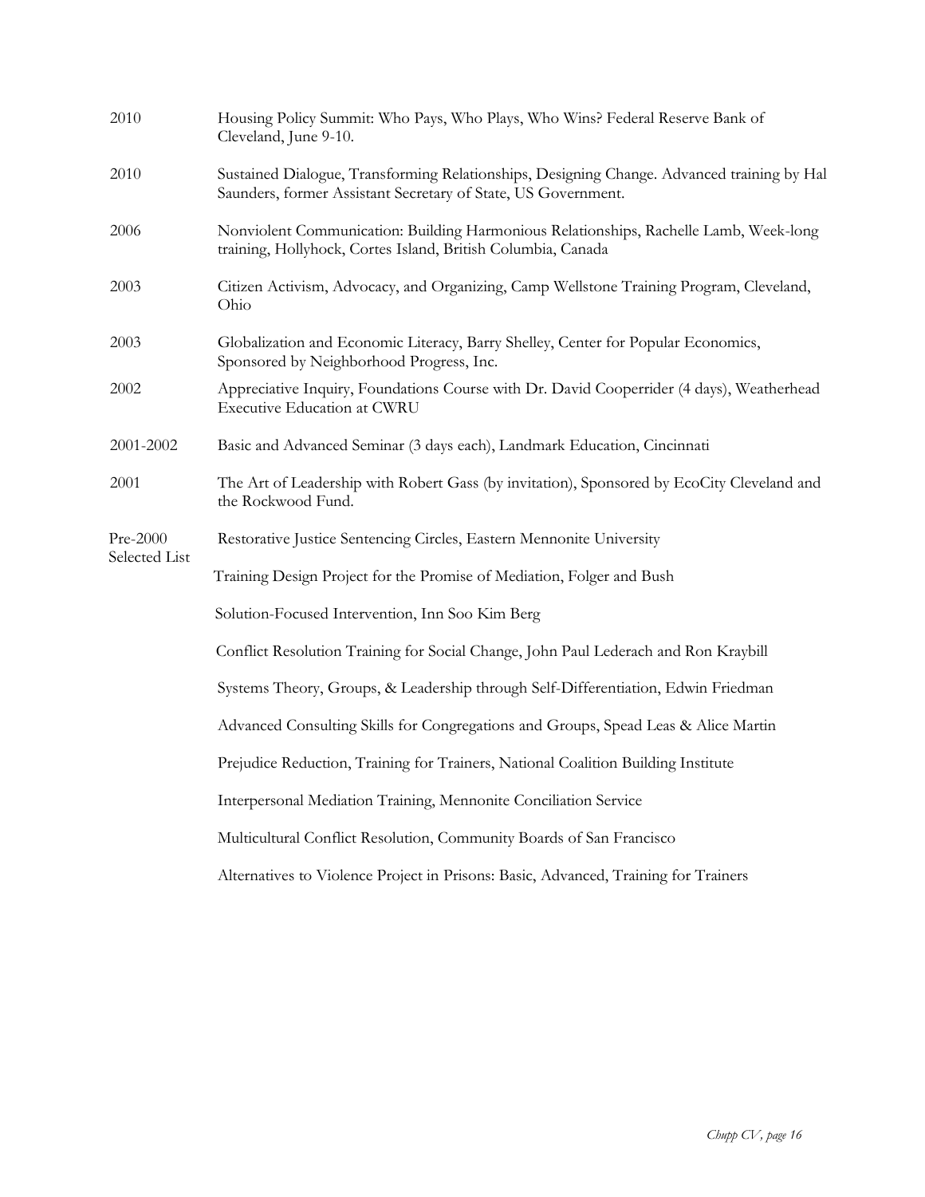| | |
|---|---|
| 2010 | Housing Policy Summit: Who Pays, Who Plays, Who Wins? Federal Reserve Bank of Cleveland, June 9-10. |
| 2010 | Sustained Dialogue, Transforming Relationships, Designing Change. Advanced training by Hal Saunders, former Assistant Secretary of State, US Government. |
| 2006 | Nonviolent Communication: Building Harmonious Relationships, Rachelle Lamb, Week-long training, Hollyhock, Cortes Island, British Columbia, Canada |
| 2003 | Citizen Activism, Advocacy, and Organizing, Camp Wellstone Training Program, Cleveland, Ohio |
| 2003 | Globalization and Economic Literacy, Barry Shelley, Center for Popular Economics, Sponsored by Neighborhood Progress, Inc. |
| 2002 | Appreciative Inquiry, Foundations Course with Dr. David Cooperrider (4 days), Weatherhead Executive Education at CWRU |
| 2001-2002 | Basic and Advanced Seminar (3 days each), Landmark Education, Cincinnati |
| 2001 | The Art of Leadership with Robert Gass (by invitation), Sponsored by EcoCity Cleveland and the Rockwood Fund. |
| Pre-2000 Selected List | Restorative Justice Sentencing Circles, Eastern Mennonite University |
| | Training Design Project for the Promise of Mediation, Folger and Bush |
| | Solution-Focused Intervention, Inn Soo Kim Berg |
| | Conflict Resolution Training for Social Change, John Paul Lederach and Ron Kraybill |
| | Systems Theory, Groups, & Leadership through Self-Differentiation, Edwin Friedman |
| | Advanced Consulting Skills for Congregations and Groups, Spead Leas & Alice Martin |
| | Prejudice Reduction, Training for Trainers, National Coalition Building Institute |
| | Interpersonal Mediation Training, Mennonite Conciliation Service |
| | Multicultural Conflict Resolution, Community Boards of San Francisco |
| | Alternatives to Violence Project in Prisons: Basic, Advanced, Training for Trainers |